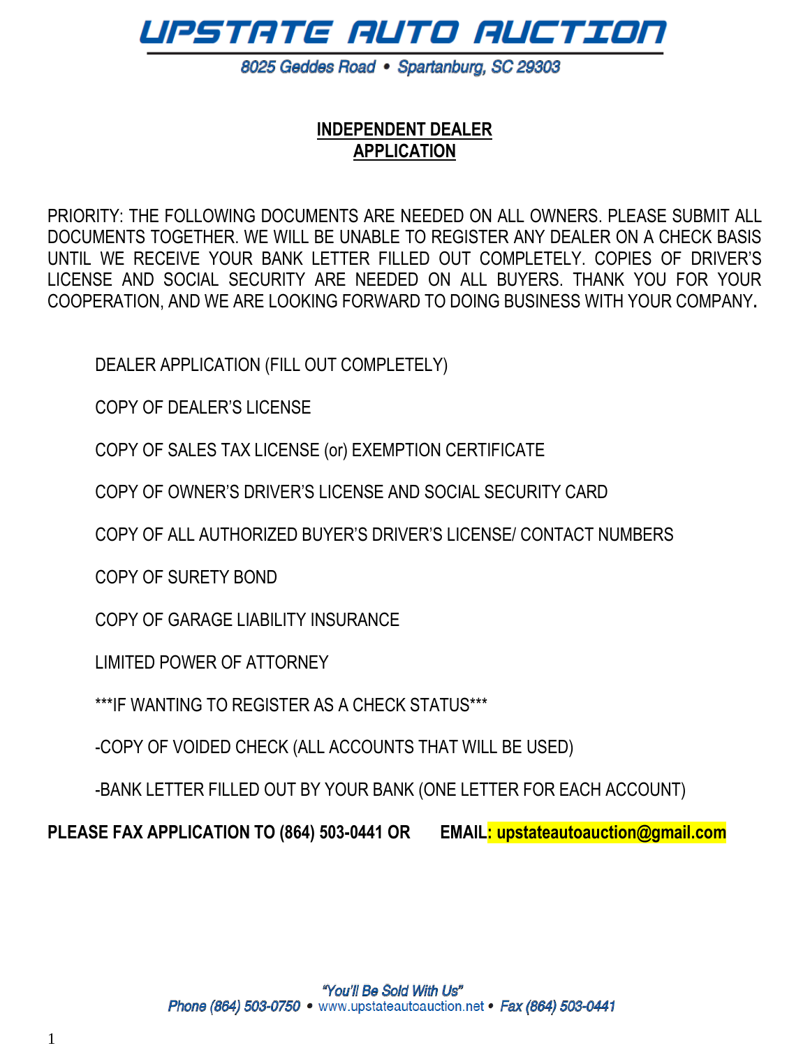# UPSTATE AUTO AUCTION

*8025 Geddes Road • Spartanburg, SC 29303*

## INDEPENDENT DEALER APPLICATION

PRIORITY: THE FOLLOWING DOCUMENTS ARE NEEDED ON ALL OWNERS. PLEASE SUBMIT ALL DOCUMENTS TOGETHER. WE WILL BE UNABLE TO REGISTER ANY DEALER ON A CHECK BASIS UNTIL WE RECEIVE YOUR BANK LETTER FILLED OUT COMPLETELY. COPIES OF DRIVER'S LICENSE AND SOCIAL SECURITY ARE NEEDED ON ALL BUYERS. THANK YOU FOR YOUR COOPERATION, AND WE ARE LOOKING FORWARD TO DOING BUSINESS WITH YOUR COMPANY.

DEALER APPLICATION (FILL OUT COMPLETELY)

COPY OF DEALER'S LICENSE

COPY OF SALES TAX LICENSE (or) EXEMPTION CERTIFICATE

COPY OF OWNER'S DRIVER'S LICENSE AND SOCIAL SECURITY CARD

COPY OF ALL AUTHORIZED BUYER'S DRIVER'S LICENSE/ CONTACT NUMBERS

COPY OF SURETY BOND

COPY OF GARAGE LIABILITY INSURANCE

LIMITED POWER OF ATTORNEY

***IF WANTING TO REGISTER AS A CHECK STATUS***

-COPY OF VOIDED CHECK (ALL ACCOUNTS THAT WILL BE USED)

-BANK LETTER FILLED OUT BY YOUR BANK (ONE LETTER FOR EACH ACCOUNT)

**PLEASE FAX APPLICATION TO (864) 503-0441 OR EMAIL: upstateautoauction@gmail.com**

*"You'll Be Sold With Us"*

*Phone (864) 503-0750* • www.upstateautoauction.net • *Fax (864) 503-0441*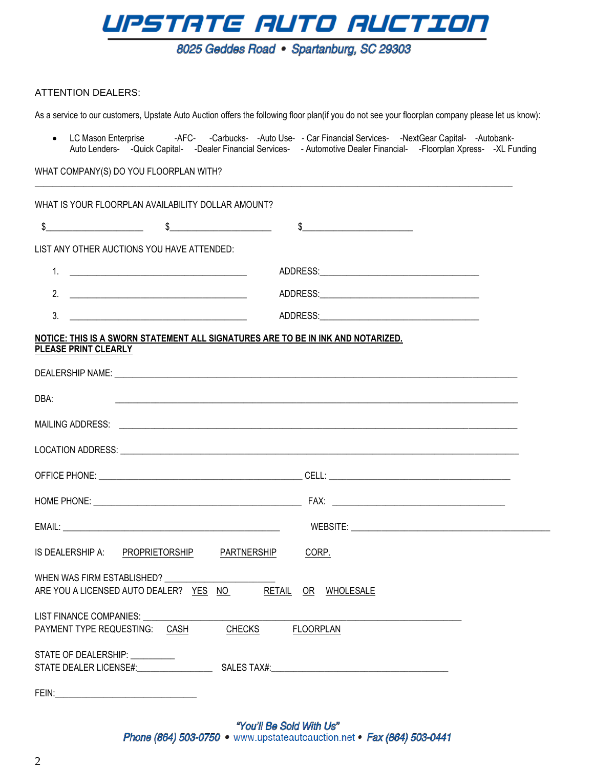# UPSTATE AUTO AUCTION

8025 Geddes Road • Spartanburg, SC 29303

ATTENTION DEALERS:

As a service to our customers, Upstate Auto Auction offers the following floor plan(if you do not see your floorplan company please let us know):

- LC Mason Enterprise -AFC- -Carbucks- -Auto Use- - Car Financial Services- -NextGear Capital- -Autobank- Auto Lenders- -Quick Capital- -Dealer Financial Services- - Automotive Dealer Financial- -Floorplan Xpress- -XL Funding

WHAT COMPANY(S) DO YOU FLOORPLAN WITH?

______________________________________________________________________________

WHAT IS YOUR FLOORPLAN AVAILABILITY DOLLAR AMOUNT?

$____________________ $____________________ $____________________

LIST ANY OTHER AUCTIONS YOU HAVE ATTENDED:

1. ________________________________ ADDRESS:________________________________

2. ________________________________ ADDRESS:________________________________

3. ________________________________ ADDRESS:________________________________

**NOTICE: THIS IS A SWORN STATEMENT ALL SIGNATURES ARE TO BE IN INK AND NOTARIZED.**
**PLEASE PRINT CLEARLY**

DEALERSHIP NAME: ______________________________________________________________

DBA: ______________________________________________________________

MAILING ADDRESS: ______________________________________________________________

LOCATION ADDRESS: ______________________________________________________________

OFFICE PHONE: ______________________________ CELL: ______________________________

HOME PHONE: ______________________________ FAX: ______________________________

EMAIL: ______________________________ WEBSITE: ______________________________

IS DEALERSHIP A: PROPRIETORSHIP PARTNERSHIP CORP.

WHEN WAS FIRM ESTABLISHED? ____________________
ARE YOU A LICENSED AUTO DEALER? YES NO RETAIL OR WHOLESALE

LIST FINANCE COMPANIES: ______________________________________________________________
PAYMENT TYPE REQUESTING: CASH CHECKS FLOORPLAN

STATE OF DEALERSHIP: __________
STATE DEALER LICENSE#:________________ SALES TAX#:______________________________

FEIN:______________________________

*"You'll Be Sold With Us"*
Phone (864) 503-0750 • www.upstateautoauction.net • Fax (864) 503-0441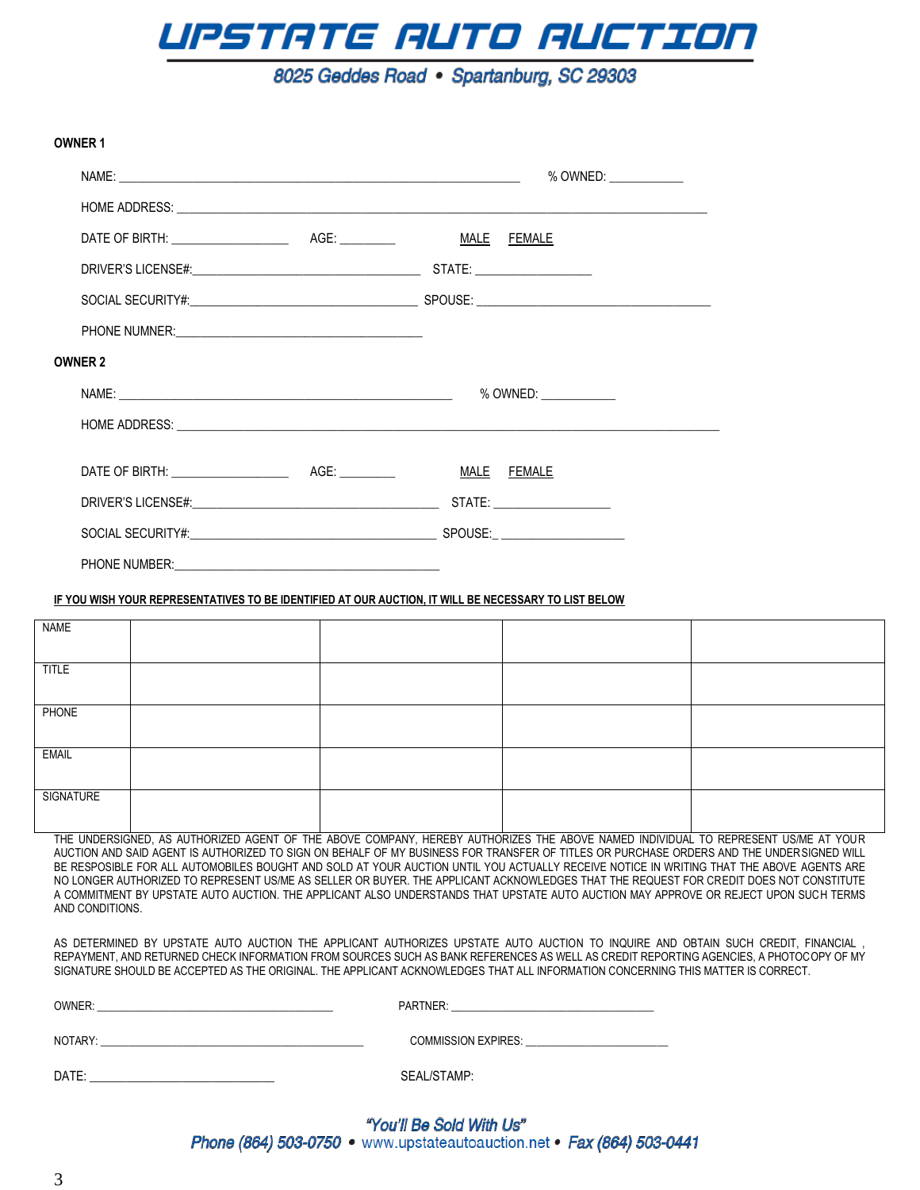# UPSTATE AUTO AUCTION

*8025 Geddes Road • Spartanburg, SC 29303*

**OWNER 1**

NAME: ____________________________________________ % OWNED: __________

HOME ADDRESS: __________________________________________________________

DATE OF BIRTH: _______________ AGE: ________ MALE FEMALE

DRIVER'S LICENSE#:______________________________ STATE: _______________

SOCIAL SECURITY#:______________________________ SPOUSE: ______________________________

PHONE NUMNER:________________________________

**OWNER 2**

NAME: ____________________________________________ % OWNED: __________

HOME ADDRESS: __________________________________________________________

DATE OF BIRTH: _______________ AGE: ________ MALE FEMALE

DRIVER'S LICENSE#:______________________________ STATE: _______________

SOCIAL SECURITY#:______________________________ SPOUSE:_ _______________

PHONE NUMBER:________________________________

**IF YOU WISH YOUR REPRESENTATIVES TO BE IDENTIFIED AT OUR AUCTION, IT WILL BE NECESSARY TO LIST BELOW**

| | | | | |
|---|---|---|---|---|
| NAME | | | | |
| TITLE | | | | |
| PHONE | | | | |
| EMAIL | | | | |
| SIGNATURE | | | | |

THE UNDERSIGNED, AS AUTHORIZED AGENT OF THE ABOVE COMPANY, HEREBY AUTHORIZES THE ABOVE NAMED INDIVIDUAL TO REPRESENT US/ME AT YOUR AUCTION AND SAID AGENT IS AUTHORIZED TO SIGN ON BEHALF OF MY BUSINESS FOR TRANSFER OF TITLES OR PURCHASE ORDERS AND THE UNDERSIGNED WILL BE RESPOSIBLE FOR ALL AUTOMOBILES BOUGHT AND SOLD AT YOUR AUCTION UNTIL YOU ACTUALLY RECEIVE NOTICE IN WRITING THAT THE ABOVE AGENTS ARE NO LONGER AUTHORIZED TO REPRESENT US/ME AS SELLER OR BUYER. THE APPLICANT ACKNOWLEDGES THAT THE REQUEST FOR CREDIT DOES NOT CONSTITUTE A COMMITMENT BY UPSTATE AUTO AUCTION. THE APPLICANT ALSO UNDERSTANDS THAT UPSTATE AUTO AUCTION MAY APPROVE OR REJECT UPON SUCH TERMS AND CONDITIONS.

AS DETERMINED BY UPSTATE AUTO AUCTION THE APPLICANT AUTHORIZES UPSTATE AUTO AUCTION TO INQUIRE AND OBTAIN SUCH CREDIT, FINANCIAL , REPAYMENT, AND RETURNED CHECK INFORMATION FROM SOURCES SUCH AS BANK REFERENCES AS WELL AS CREDIT REPORTING AGENCIES, A PHOTOCOPY OF MY SIGNATURE SHOULD BE ACCEPTED AS THE ORIGINAL. THE APPLICANT ACKNOWLEDGES THAT ALL INFORMATION CONCERNING THIS MATTER IS CORRECT.

OWNER: ______________________________ PARTNER: ______________________________

NOTARY: ______________________________ COMMISSION EXPIRES: ____________________

DATE: ________________________ SEAL/STAMP:

*"You'll Be Sold With Us"*

*Phone (864) 503-0750* • www.upstateautoauction.net • *Fax (864) 503-0441*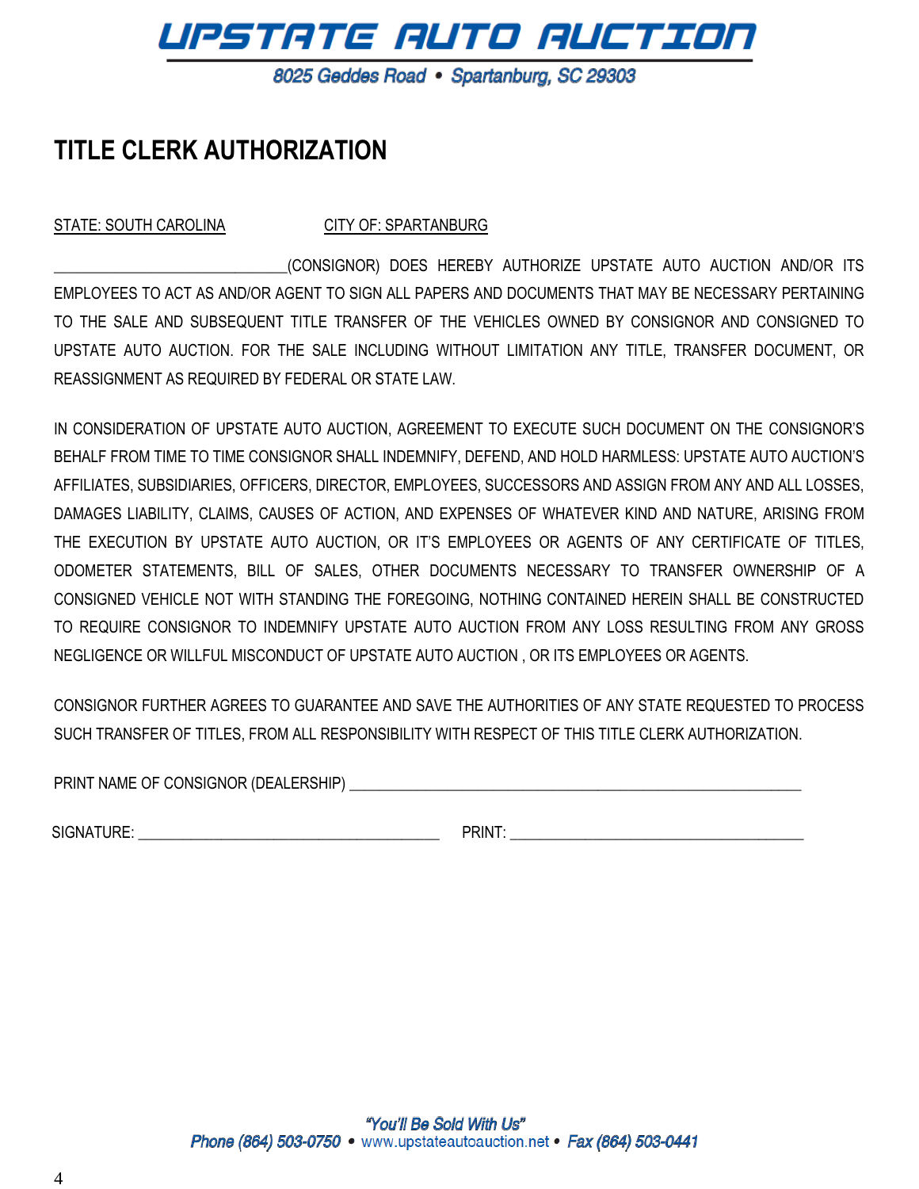# UPSTATE AUTO AUCTION

8025 Geddes Road • Spartanburg, SC 29303

## TITLE CLERK AUTHORIZATION

STATE: SOUTH CAROLINA CITY OF: SPARTANBURG

______________________________(CONSIGNOR) DOES HEREBY AUTHORIZE UPSTATE AUTO AUCTION AND/OR ITS EMPLOYEES TO ACT AS AND/OR AGENT TO SIGN ALL PAPERS AND DOCUMENTS THAT MAY BE NECESSARY PERTAINING TO THE SALE AND SUBSEQUENT TITLE TRANSFER OF THE VEHICLES OWNED BY CONSIGNOR AND CONSIGNED TO UPSTATE AUTO AUCTION. FOR THE SALE INCLUDING WITHOUT LIMITATION ANY TITLE, TRANSFER DOCUMENT, OR REASSIGNMENT AS REQUIRED BY FEDERAL OR STATE LAW.

IN CONSIDERATION OF UPSTATE AUTO AUCTION, AGREEMENT TO EXECUTE SUCH DOCUMENT ON THE CONSIGNOR'S BEHALF FROM TIME TO TIME CONSIGNOR SHALL INDEMNIFY, DEFEND, AND HOLD HARMLESS: UPSTATE AUTO AUCTION'S AFFILIATES, SUBSIDIARIES, OFFICERS, DIRECTOR, EMPLOYEES, SUCCESSORS AND ASSIGN FROM ANY AND ALL LOSSES, DAMAGES LIABILITY, CLAIMS, CAUSES OF ACTION, AND EXPENSES OF WHATEVER KIND AND NATURE, ARISING FROM THE EXECUTION BY UPSTATE AUTO AUCTION, OR IT'S EMPLOYEES OR AGENTS OF ANY CERTIFICATE OF TITLES, ODOMETER STATEMENTS, BILL OF SALES, OTHER DOCUMENTS NECESSARY TO TRANSFER OWNERSHIP OF A CONSIGNED VEHICLE NOT WITH STANDING THE FOREGOING, NOTHING CONTAINED HEREIN SHALL BE CONSTRUCTED TO REQUIRE CONSIGNOR TO INDEMNIFY UPSTATE AUTO AUCTION FROM ANY LOSS RESULTING FROM ANY GROSS NEGLIGENCE OR WILLFUL MISCONDUCT OF UPSTATE AUTO AUCTION , OR ITS EMPLOYEES OR AGENTS.

CONSIGNOR FURTHER AGREES TO GUARANTEE AND SAVE THE AUTHORITIES OF ANY STATE REQUESTED TO PROCESS SUCH TRANSFER OF TITLES, FROM ALL RESPONSIBILITY WITH RESPECT OF THIS TITLE CLERK AUTHORIZATION.

PRINT NAME OF CONSIGNOR (DEALERSHIP) ____________________________________________________________

SIGNATURE: ________________________________________ PRINT: _______________________________________

*"You'll Be Sold With Us"*

*Phone (864) 503-0750* • www.upstateautoauction.net • *Fax (864) 503-0441*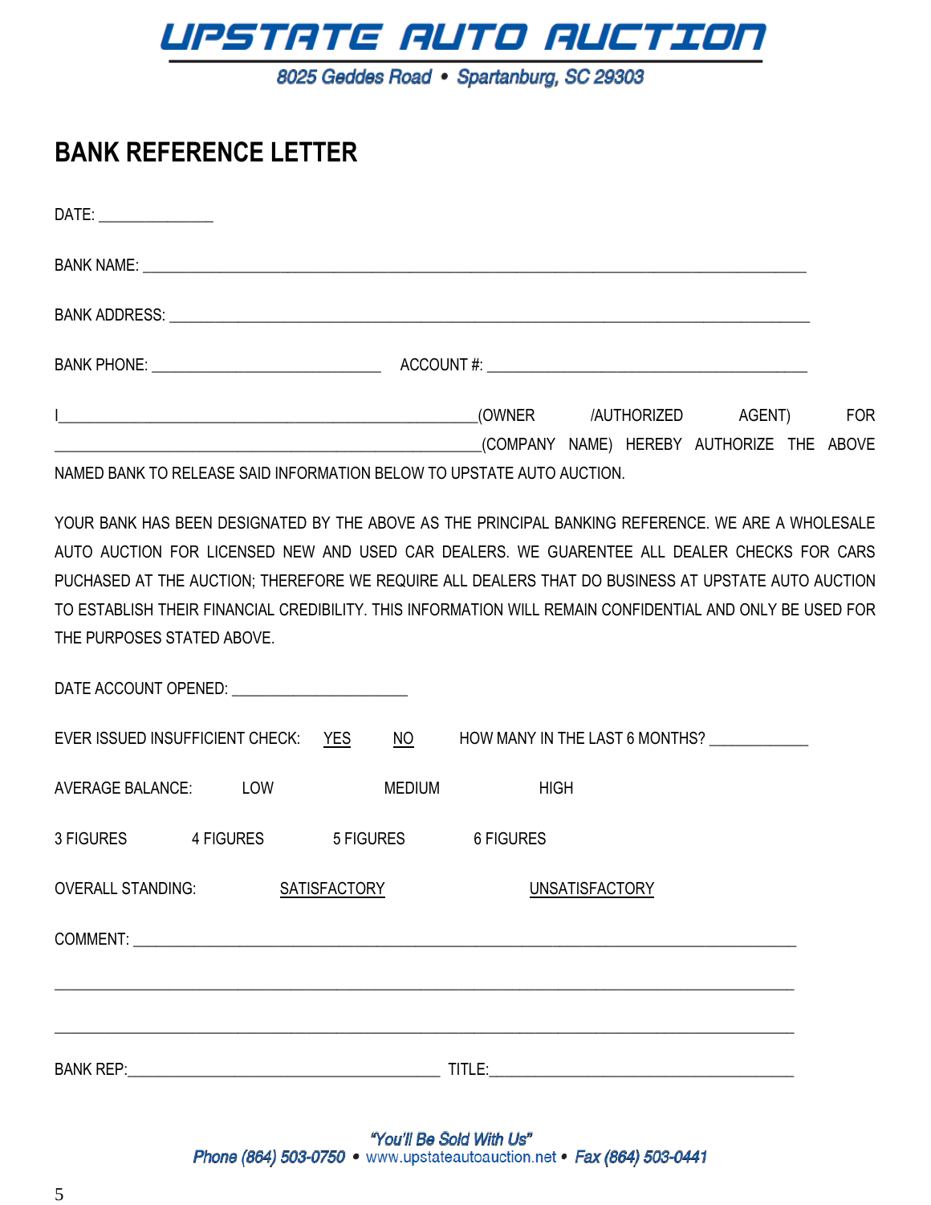# UPSTATE AUTO AUCTION

8025 Geddes Road • Spartanburg, SC 29303

## BANK REFERENCE LETTER

DATE: ______________

BANK NAME: ____________________________________________________________________________________

BANK ADDRESS: _________________________________________________________________________________

BANK PHONE: _____________________________ ACCOUNT #: ________________________________________

I____________________________________________________(OWNER /AUTHORIZED AGENT) FOR ____________________________________________________(COMPANY NAME) HEREBY AUTHORIZE THE ABOVE NAMED BANK TO RELEASE SAID INFORMATION BELOW TO UPSTATE AUTO AUCTION.

YOUR BANK HAS BEEN DESIGNATED BY THE ABOVE AS THE PRINCIPAL BANKING REFERENCE. WE ARE A WHOLESALE AUTO AUCTION FOR LICENSED NEW AND USED CAR DEALERS. WE GUARENTEE ALL DEALER CHECKS FOR CARS PUCHASED AT THE AUCTION; THEREFORE WE REQUIRE ALL DEALERS THAT DO BUSINESS AT UPSTATE AUTO AUCTION TO ESTABLISH THEIR FINANCIAL CREDIBILITY. THIS INFORMATION WILL REMAIN CONFIDENTIAL AND ONLY BE USED FOR THE PURPOSES STATED ABOVE.

DATE ACCOUNT OPENED: ______________________

EVER ISSUED INSUFFICIENT CHECK: YES NO HOW MANY IN THE LAST 6 MONTHS? ____________

AVERAGE BALANCE: LOW MEDIUM HIGH

3 FIGURES 4 FIGURES 5 FIGURES 6 FIGURES

OVERALL STANDING: SATISFACTORY UNSATISFACTORY

COMMENT: ____________________________________________________________________________________

_____________________________________________________________________________________________

_____________________________________________________________________________________________

BANK REP:_______________________________________ TITLE:______________________________________

*"You'll Be Sold With Us"*

Phone (864) 503-0750 • www.upstateautoauction.net • Fax (864) 503-0441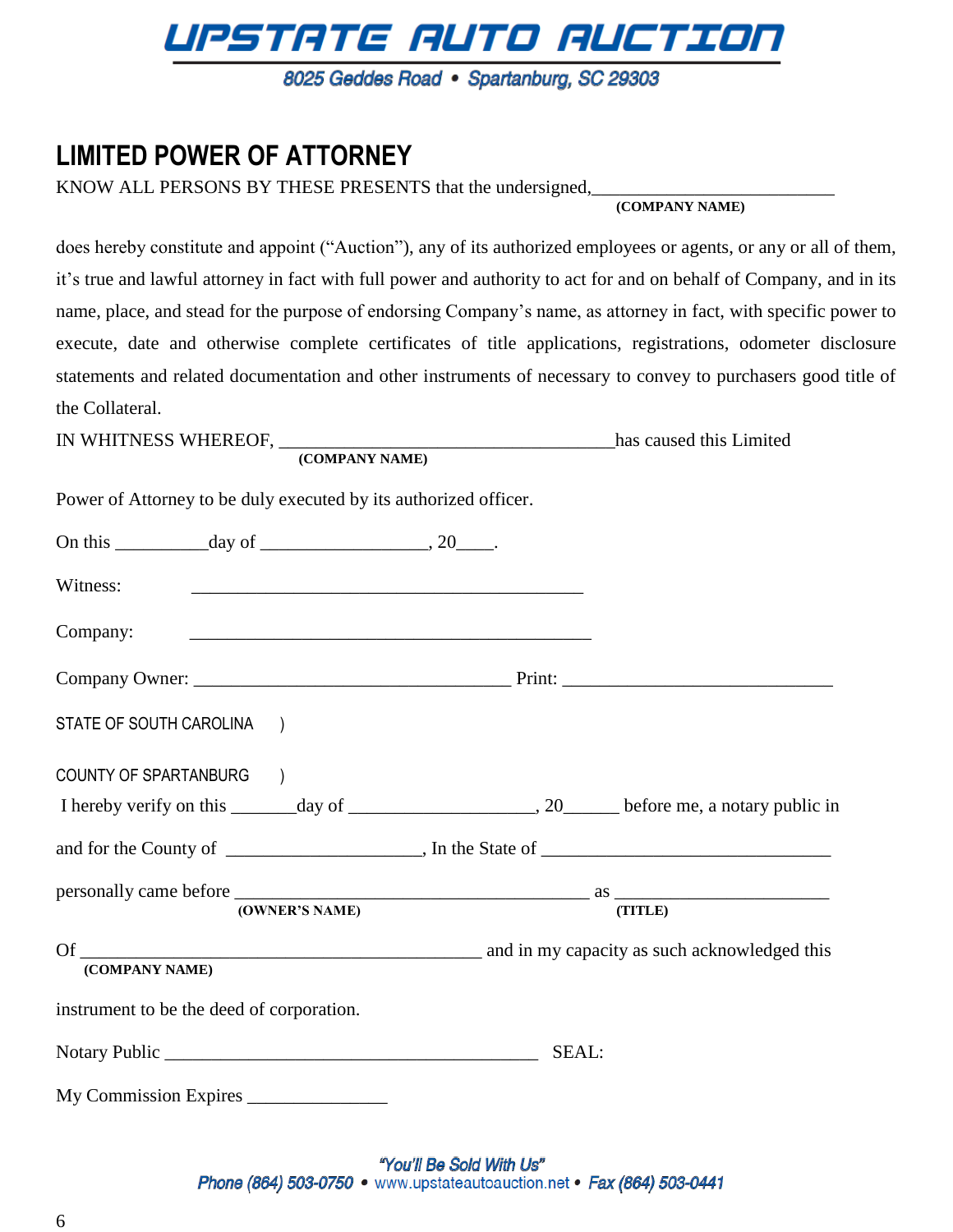# UPSTATE AUTO AUCTION

8025 Geddes Road • Spartanburg, SC 29303

## LIMITED POWER OF ATTORNEY

KNOW ALL PERSONS BY THESE PRESENTS that the undersigned,_________________________
**(COMPANY NAME)**

does hereby constitute and appoint ("Auction"), any of its authorized employees or agents, or any or all of them, it's true and lawful attorney in fact with full power and authority to act for and on behalf of Company, and in its name, place, and stead for the purpose of endorsing Company's name, as attorney in fact, with specific power to execute, date and otherwise complete certificates of title applications, registrations, odometer disclosure statements and related documentation and other instruments of necessary to convey to purchasers good title of the Collateral.

IN WHITNESS WHEREOF, ___________________________________has caused this Limited
**(COMPANY NAME)**

Power of Attorney to be duly executed by its authorized officer.

On this __________day of _________________, 20____.

Witness: ___________________________________________

Company: ____________________________________________

Company Owner: __________________________________ Print: ____________________________

STATE OF SOUTH CAROLINA )

COUNTY OF SPARTANBURG )

I hereby verify on this _______day of ___________________, 20______ before me, a notary public in

and for the County of ____________________, In the State of ______________________________

personally came before _____________________________________ as ______________________
**(OWNER'S NAME)** **(TITLE)**

Of ____________________________________________ and in my capacity as such acknowledged this
**(COMPANY NAME)**

instrument to be the deed of corporation.

Notary Public ________________________________________ SEAL:

My Commission Expires _______________

"You'll Be Sold With Us"

Phone (864) 503-0750 • www.upstateautoauction.net • Fax (864) 503-0441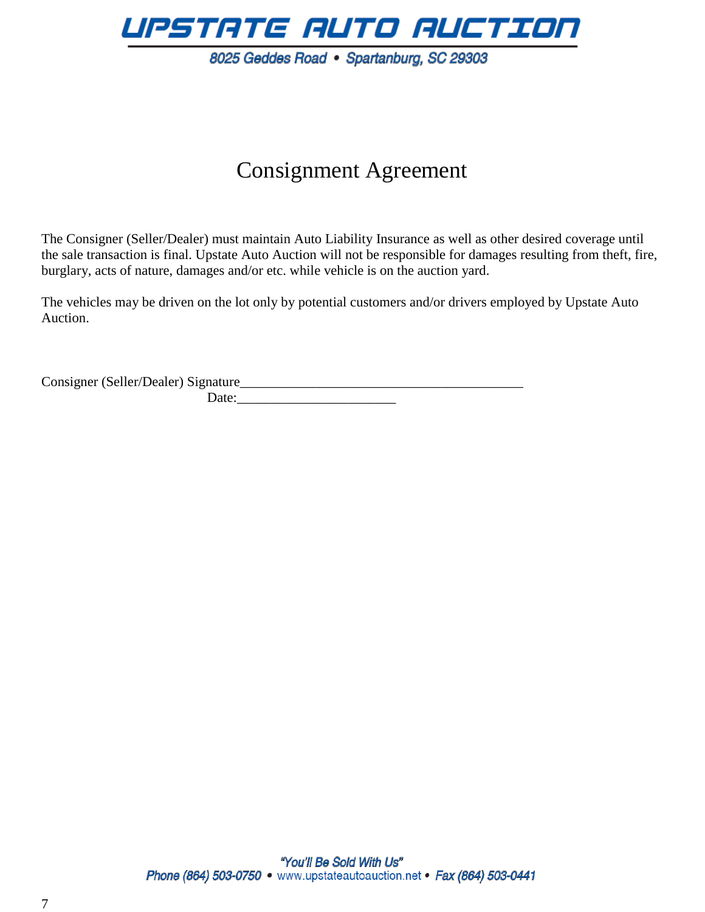# Consignment Agreement

The Consigner (Seller/Dealer) must maintain Auto Liability Insurance as well as other desired coverage until the sale transaction is final. Upstate Auto Auction will not be responsible for damages resulting from theft, fire, burglary, acts of nature, damages and/or etc. while vehicle is on the auction yard.

The vehicles may be driven on the lot only by potential customers and/or drivers employed by Upstate Auto Auction.

Consigner (Seller/Dealer) Signature__________________________________________

Date:_______________________